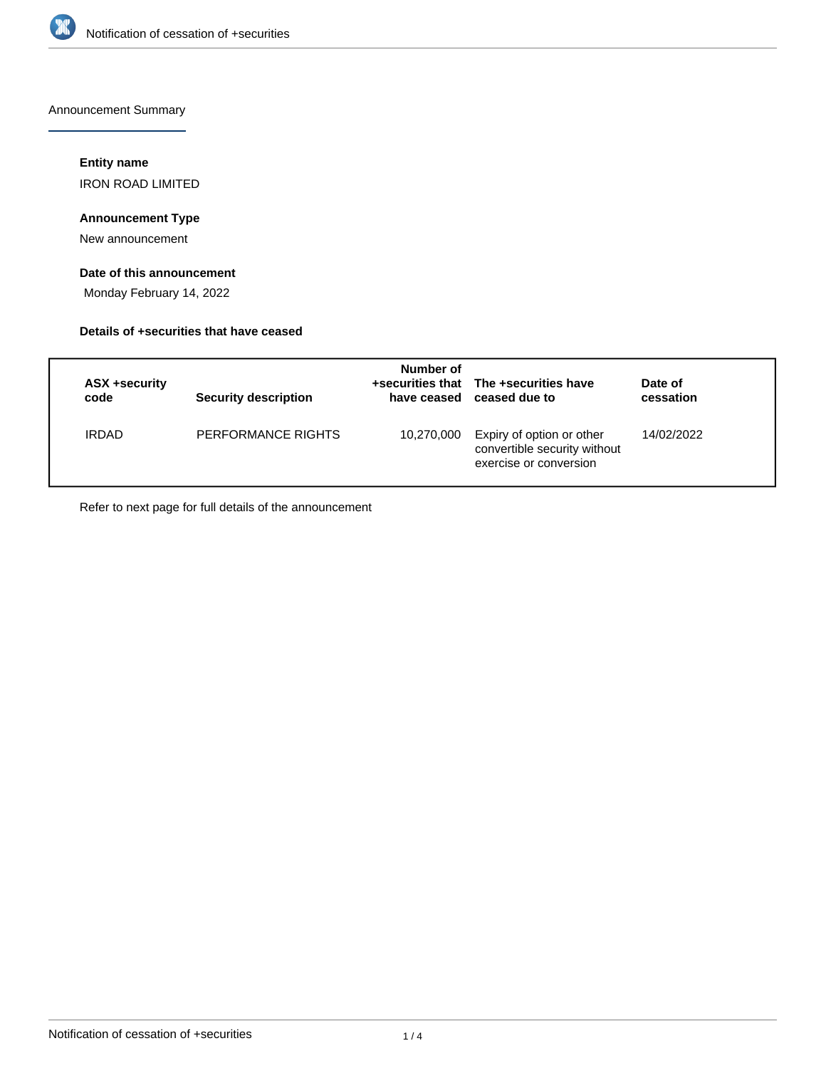Announcement Summary

**Entity name**

IRON ROAD LIMITED

**Announcement Type**

New announcement

**Date of this announcement**

Monday February 14, 2022

**Details of +securities that have ceased**

| ASX +security code | Security description | Number of +securities that have ceased | The +securities have ceased due to | Date of cessation |
|---|---|---|---|---|
| IRDAD | PERFORMANCE RIGHTS | 10,270,000 | Expiry of option or other convertible security without exercise or conversion | 14/02/2022 |

Refer to next page for full details of the announcement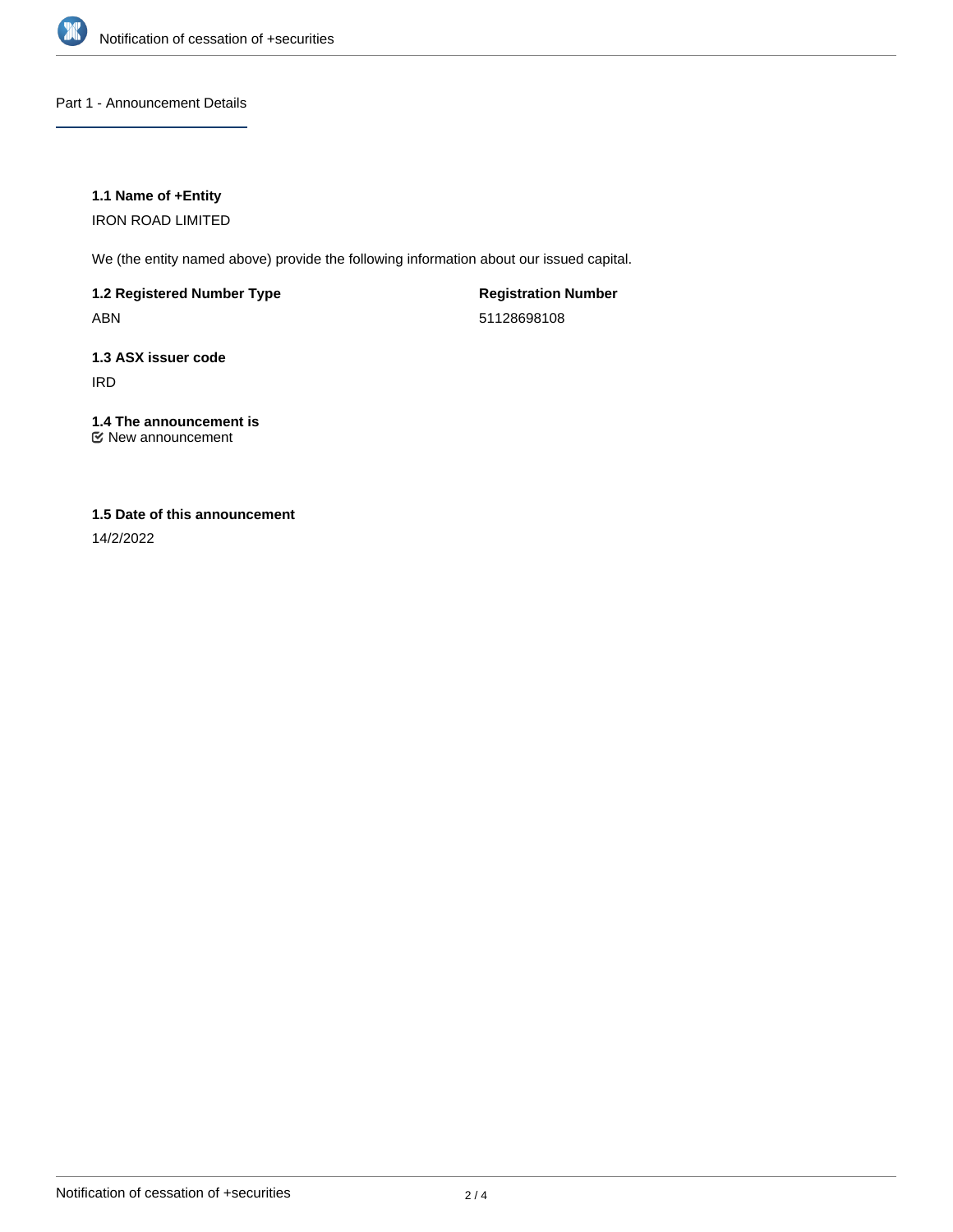## Part 1 - Announcement Details

### 1.1 Name of +Entity

IRON ROAD LIMITED

We (the entity named above) provide the following information about our issued capital.

| 1.2 Registered Number Type | Registration Number |
| --- | --- |
| ABN | 51128698108 |

### 1.3 ASX issuer code

IRD

### 1.4 The announcement is

☑ New announcement

### 1.5 Date of this announcement

14/2/2022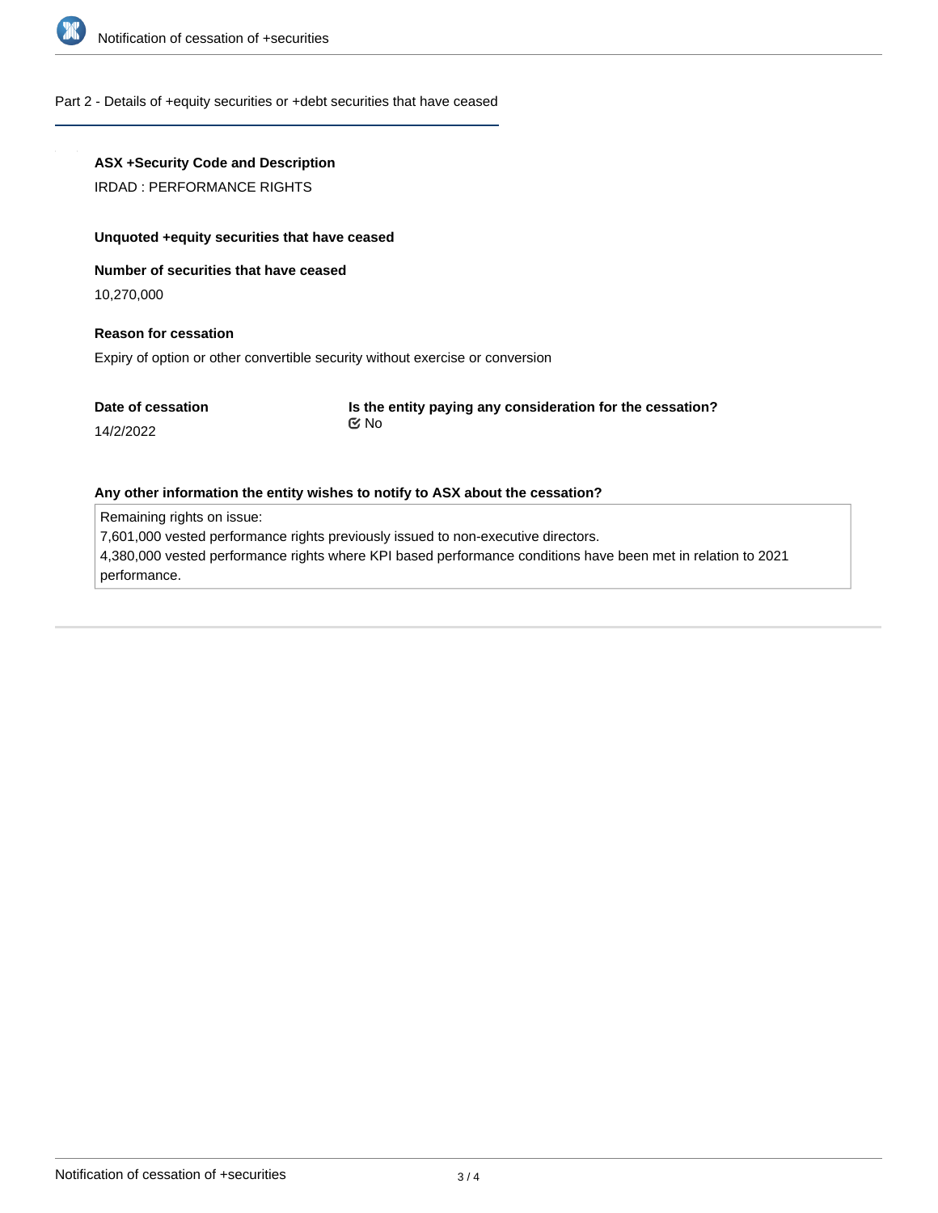## Part 2 - Details of +equity securities or +debt securities that have ceased

**ASX +Security Code and Description**

IRDAD : PERFORMANCE RIGHTS

**Unquoted +equity securities that have ceased**

**Number of securities that have ceased**

10,270,000

**Reason for cessation**

Expiry of option or other convertible security without exercise or conversion

**Date of cessation**

14/2/2022

**Is the entity paying any consideration for the cessation?**

☑ No

**Any other information the entity wishes to notify to ASX about the cessation?**

Remaining rights on issue:
7,601,000 vested performance rights previously issued to non-executive directors.
4,380,000 vested performance rights where KPI based performance conditions have been met in relation to 2021 performance.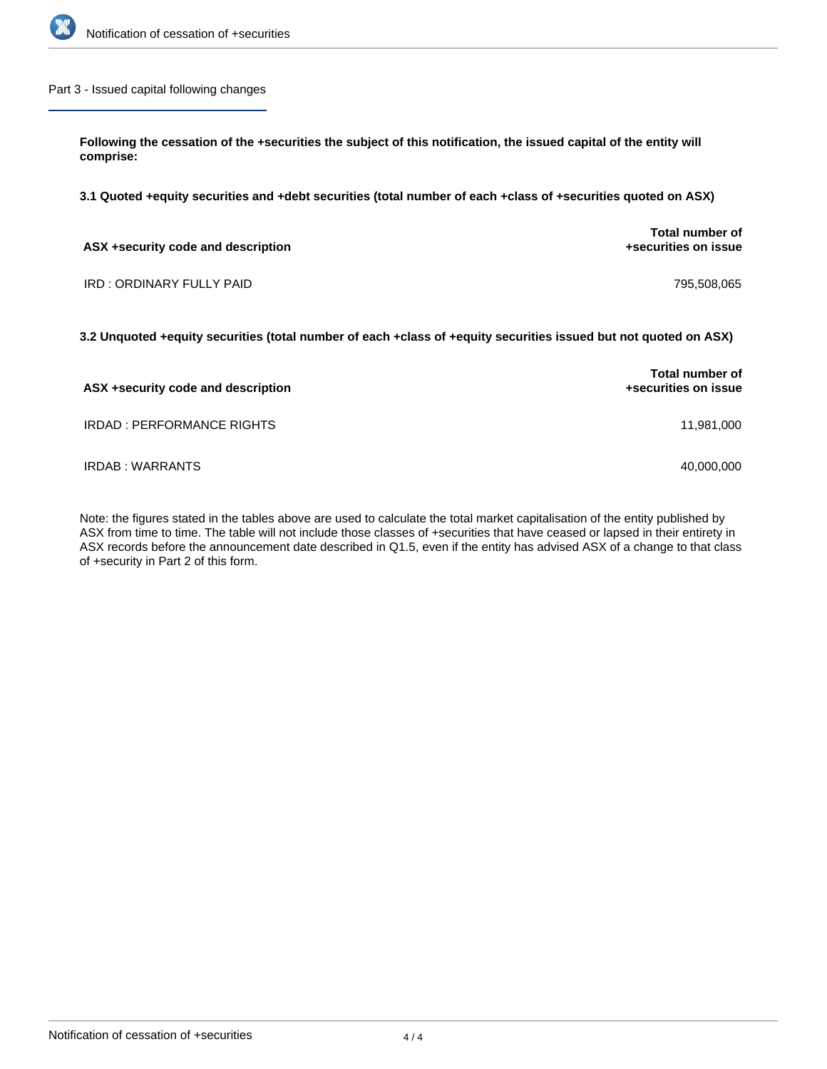## Part 3 - Issued capital following changes

**Following the cessation of the +securities the subject of this notification, the issued capital of the entity will comprise:**

**3.1 Quoted +equity securities and +debt securities (total number of each +class of +securities quoted on ASX)**

| ASX +security code and description | Total number of +securities on issue |
| --- | --- |
| IRD : ORDINARY FULLY PAID | 795,508,065 |

**3.2 Unquoted +equity securities (total number of each +class of +equity securities issued but not quoted on ASX)**

| ASX +security code and description | Total number of +securities on issue |
| --- | --- |
| IRDAD : PERFORMANCE RIGHTS | 11,981,000 |
| IRDAB : WARRANTS | 40,000,000 |

Note: the figures stated in the tables above are used to calculate the total market capitalisation of the entity published by ASX from time to time. The table will not include those classes of +securities that have ceased or lapsed in their entirety in ASX records before the announcement date described in Q1.5, even if the entity has advised ASX of a change to that class of +security in Part 2 of this form.